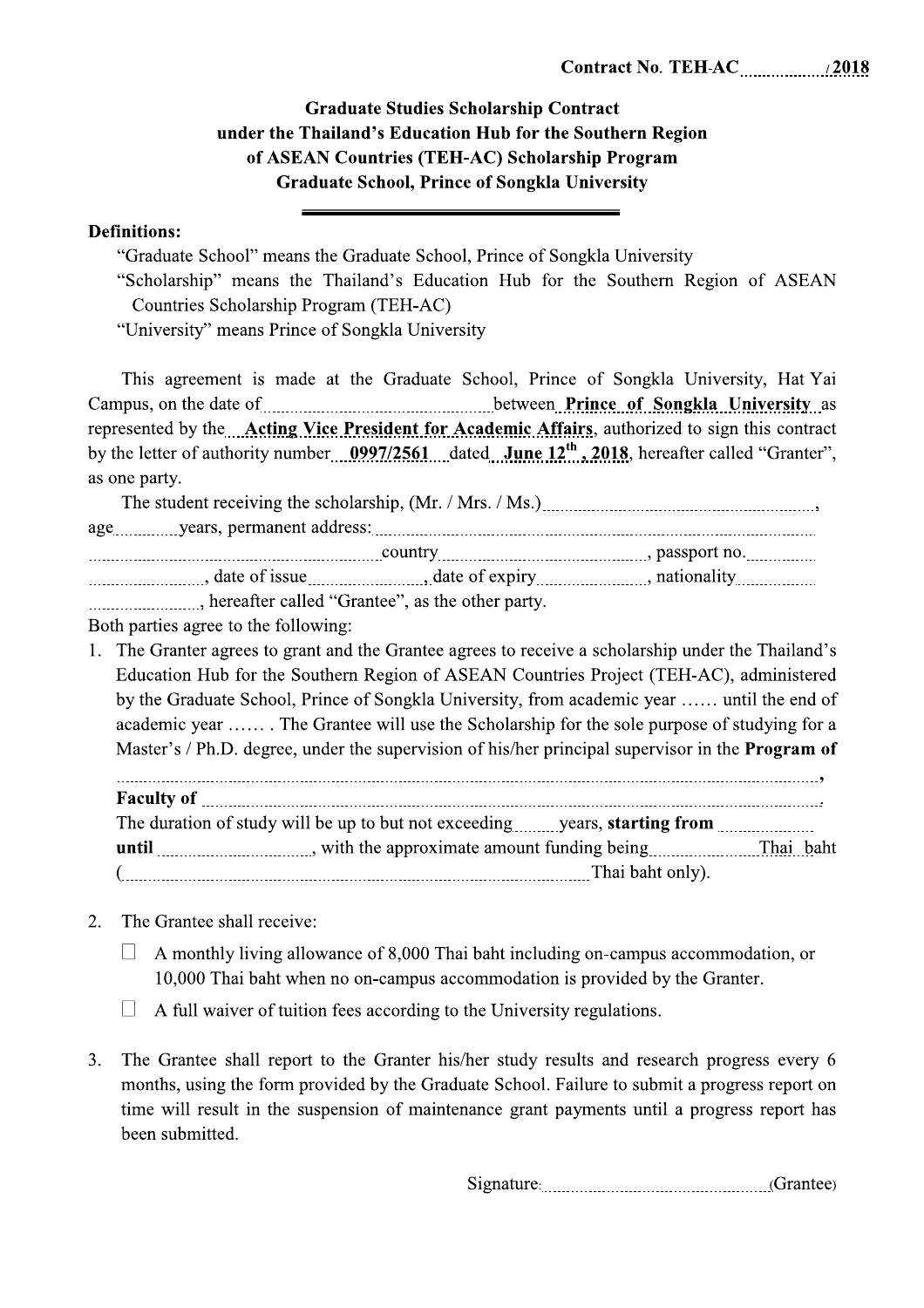Contract No. TEH-AC................./2018

**Graduate Studies Scholarship Contract**
**under the Thailand's Education Hub for the Southern Region**
**of ASEAN Countries (TEH-AC) Scholarship Program**
**Graduate School, Prince of Songkla University**

---

**Definitions:**

"Graduate School" means the Graduate School, Prince of Songkla University

"Scholarship" means the Thailand's Education Hub for the Southern Region of ASEAN Countries Scholarship Program (TEH-AC)

"University" means Prince of Songkla University

This agreement is made at the Graduate School, Prince of Songkla University, Hat Yai Campus, on the date of.............................................between Prince of Songkla University as represented by the Acting Vice President for Academic Affairs, authorized to sign this contract by the letter of authority number 0997/2561 dated June 12th, 2018, hereafter called "Granter", as one party.

The student receiving the scholarship, (Mr. / Mrs. / Ms.).........................................................., age............years, permanent address:..........................................................................................................................................................country.........................................., passport no.....................................,date of issue......................, date of expiry......................, nationality...................................., hereafter called "Grantee", as the other party.

Both parties agree to the following:

1. The Granter agrees to grant and the Grantee agrees to receive a scholarship under the Thailand's Education Hub for the Southern Region of ASEAN Countries Project (TEH-AC), administered by the Graduate School, Prince of Songkla University, from academic year …… until the end of academic year …… . The Grantee will use the Scholarship for the sole purpose of studying for a Master's / Ph.D. degree, under the supervision of his/her principal supervisor in the **Program of** ..............................................................................................................................................,
**Faculty of** .........................................................................................................................................
The duration of study will be up to but not exceeding........years, **starting from** ....................
**until** ..............................., with the approximate amount funding being....................Thai baht (.......................................................................................................Thai baht only).

2. The Grantee shall receive:

   ☐ A monthly living allowance of 8,000 Thai baht including on-campus accommodation, or 10,000 Thai baht when no on-campus accommodation is provided by the Granter.

   ☐ A full waiver of tuition fees according to the University regulations.

3. The Grantee shall report to the Granter his/her study results and research progress every 6 months, using the form provided by the Graduate School. Failure to submit a progress report on time will result in the suspension of maintenance grant payments until a progress report has been submitted.

Signature:..................................................(Grantee)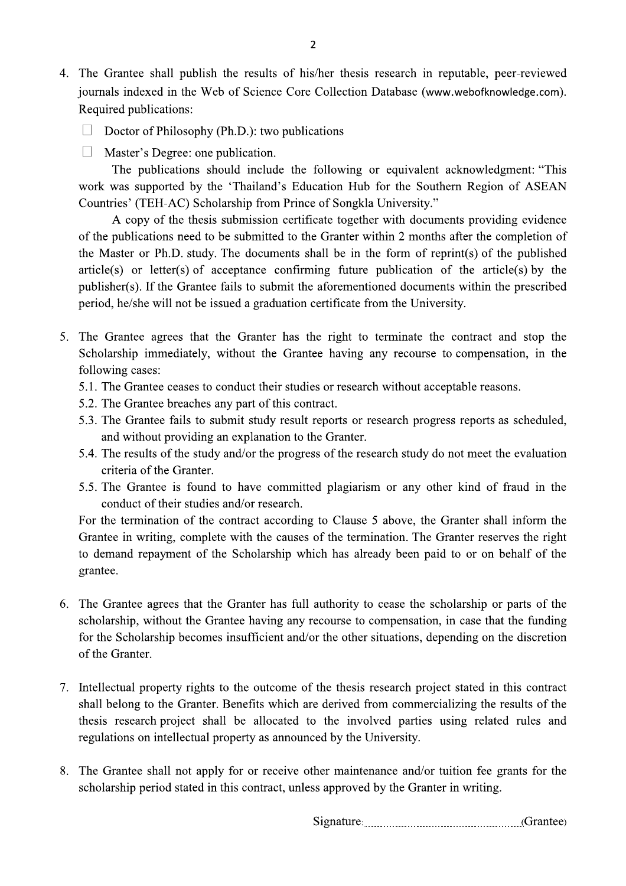4. The Grantee shall publish the results of his/her thesis research in reputable, peer-reviewed journals indexed in the Web of Science Core Collection Database (www.webofknowledge.com). Required publications:

   ☐ Doctor of Philosophy (Ph.D.): two publications

   ☐ Master's Degree: one publication.

   The publications should include the following or equivalent acknowledgment: "This work was supported by the 'Thailand's Education Hub for the Southern Region of ASEAN Countries' (TEH-AC) Scholarship from Prince of Songkla University."

   A copy of the thesis submission certificate together with documents providing evidence of the publications need to be submitted to the Granter within 2 months after the completion of the Master or Ph.D. study. The documents shall be in the form of reprint(s) of the published article(s) or letter(s) of acceptance confirming future publication of the article(s) by the publisher(s). If the Grantee fails to submit the aforementioned documents within the prescribed period, he/she will not be issued a graduation certificate from the University.

5. The Grantee agrees that the Granter has the right to terminate the contract and stop the Scholarship immediately, without the Grantee having any recourse to compensation, in the following cases:

   5.1. The Grantee ceases to conduct their studies or research without acceptable reasons.

   5.2. The Grantee breaches any part of this contract.

   5.3. The Grantee fails to submit study result reports or research progress reports as scheduled, and without providing an explanation to the Granter.

   5.4. The results of the study and/or the progress of the research study do not meet the evaluation criteria of the Granter.

   5.5. The Grantee is found to have committed plagiarism or any other kind of fraud in the conduct of their studies and/or research.

   For the termination of the contract according to Clause 5 above, the Granter shall inform the Grantee in writing, complete with the causes of the termination. The Granter reserves the right to demand repayment of the Scholarship which has already been paid to or on behalf of the grantee.

6. The Grantee agrees that the Granter has full authority to cease the scholarship or parts of the scholarship, without the Grantee having any recourse to compensation, in case that the funding for the Scholarship becomes insufficient and/or the other situations, depending on the discretion of the Granter.

7. Intellectual property rights to the outcome of the thesis research project stated in this contract shall belong to the Granter. Benefits which are derived from commercializing the results of the thesis research project shall be allocated to the involved parties using related rules and regulations on intellectual property as announced by the University.

8. The Grantee shall not apply for or receive other maintenance and/or tuition fee grants for the scholarship period stated in this contract, unless approved by the Granter in writing.

Signature:.......................................................(Grantee)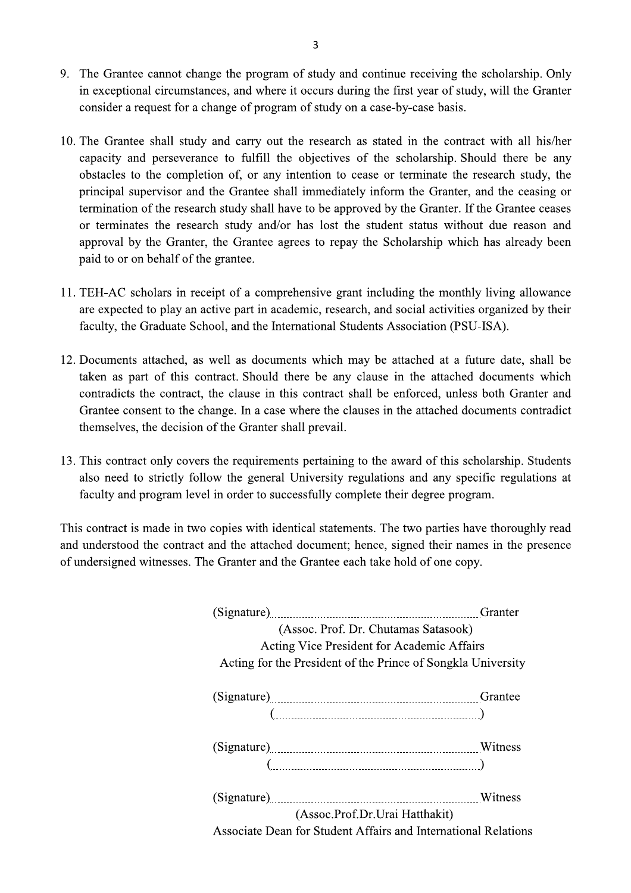9. The Grantee cannot change the program of study and continue receiving the scholarship. Only in exceptional circumstances, and where it occurs during the first year of study, will the Granter consider a request for a change of program of study on a case-by-case basis.

10. The Grantee shall study and carry out the research as stated in the contract with all his/her capacity and perseverance to fulfill the objectives of the scholarship. Should there be any obstacles to the completion of, or any intention to cease or terminate the research study, the principal supervisor and the Grantee shall immediately inform the Granter, and the ceasing or termination of the research study shall have to be approved by the Granter. If the Grantee ceases or terminates the research study and/or has lost the student status without due reason and approval by the Granter, the Grantee agrees to repay the Scholarship which has already been paid to or on behalf of the grantee.

11. TEH-AC scholars in receipt of a comprehensive grant including the monthly living allowance are expected to play an active part in academic, research, and social activities organized by their faculty, the Graduate School, and the International Students Association (PSU-ISA).

12. Documents attached, as well as documents which may be attached at a future date, shall be taken as part of this contract. Should there be any clause in the attached documents which contradicts the contract, the clause in this contract shall be enforced, unless both Granter and Grantee consent to the change. In a case where the clauses in the attached documents contradict themselves, the decision of the Granter shall prevail.

13. This contract only covers the requirements pertaining to the award of this scholarship. Students also need to strictly follow the general University regulations and any specific regulations at faculty and program level in order to successfully complete their degree program.

This contract is made in two copies with identical statements. The two parties have thoroughly read and understood the contract and the attached document; hence, signed their names in the presence of undersigned witnesses. The Granter and the Grantee each take hold of one copy.

(Signature)........................................................................Granter
(Assoc. Prof. Dr. Chutamas Satasook)
Acting Vice President for Academic Affairs
Acting for the President of the Prince of Songkla University

(Signature)........................................................................Grantee
(..............................................................................)

(Signature)........................................................................Witness
(..............................................................................)

(Signature)........................................................................Witness
(Assoc.Prof.Dr.Urai Hatthakit)
Associate Dean for Student Affairs and International Relations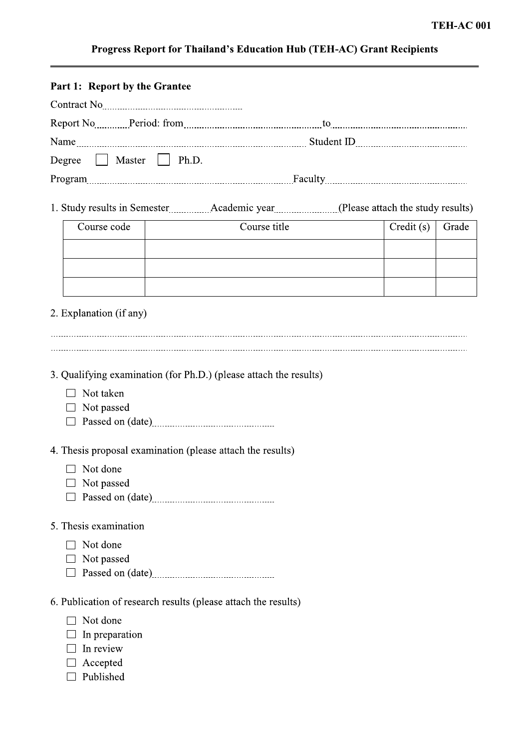TEH-AC 001

# Progress Report for Thailand's Education Hub (TEH-AC) Grant Recipients

## Part 1: Report by the Grantee

Contract No........................................................

Report No............Period: from......................................................to......................................................

Name.................................................................................................. Student ID..............................................

Degree ☐ Master ☐ Ph.D.

Program.................................................................................................Faculty..................................................

1. Study results in Semester..............Academic year......................(Please attach the study results)

| Course code | Course title | Credit (s) | Grade |
|---|---|---|---|
| | | | |
| | | | |
| | | | |

2. Explanation (if any)

..........................................................................................................................................................................

..........................................................................................................................................................................

3. Qualifying examination (for Ph.D.) (please attach the results)

- ☐ Not taken
- ☐ Not passed
- ☐ Passed on (date)................................................

4. Thesis proposal examination (please attach the results)

- ☐ Not done
- ☐ Not passed
- ☐ Passed on (date)................................................

5. Thesis examination

- ☐ Not done
- ☐ Not passed
- ☐ Passed on (date)................................................

6. Publication of research results (please attach the results)

- ☐ Not done
- ☐ In preparation
- ☐ In review
- ☐ Accepted
- ☐ Published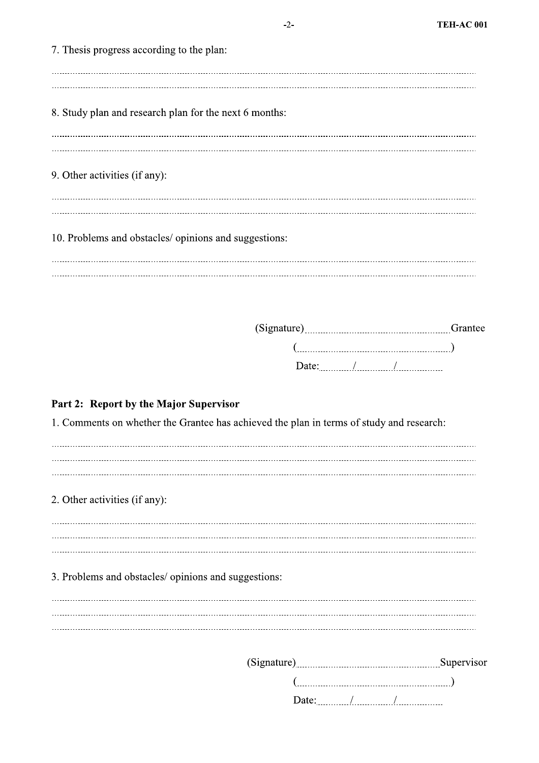7. Thesis progress according to the plan:

.............................................................................................................................................................................

.............................................................................................................................................................................

8. Study plan and research plan for the next 6 months:

.............................................................................................................................................................................

.............................................................................................................................................................................

9. Other activities (if any):

.............................................................................................................................................................................

.............................................................................................................................................................................

10. Problems and obstacles/ opinions and suggestions:

.............................................................................................................................................................................

.............................................................................................................................................................................

(Signature)............................................................Grantee

(............................................................)

Date:........../........../..........

**Part 2: Report by the Major Supervisor**

1. Comments on whether the Grantee has achieved the plan in terms of study and research:

.............................................................................................................................................................................

.............................................................................................................................................................................

.............................................................................................................................................................................

2. Other activities (if any):

.............................................................................................................................................................................

.............................................................................................................................................................................

.............................................................................................................................................................................

3. Problems and obstacles/ opinions and suggestions:

.............................................................................................................................................................................

.............................................................................................................................................................................

.............................................................................................................................................................................

(Signature)............................................................Supervisor

(............................................................)

Date:........../........../..........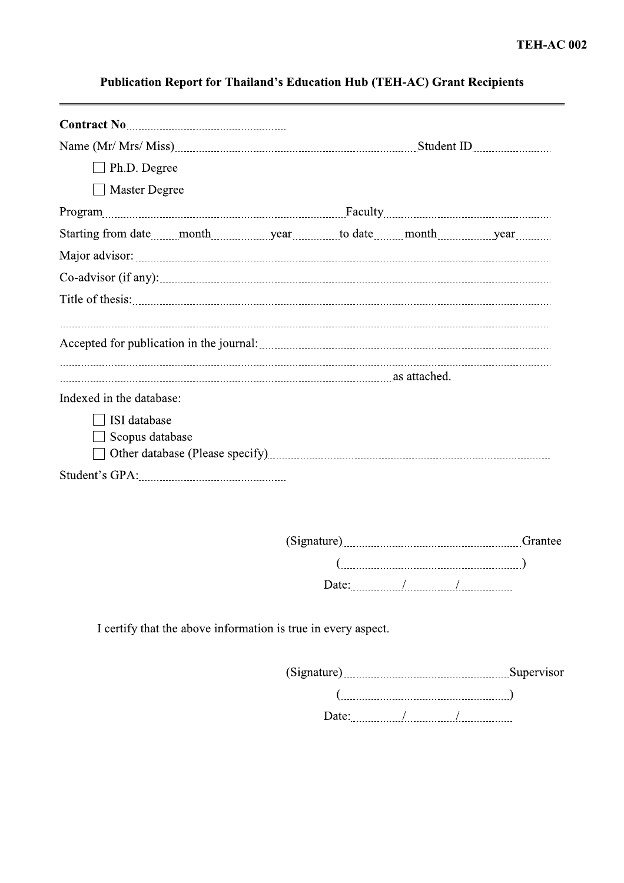TEH-AC 002

## Publication Report for Thailand's Education Hub (TEH-AC) Grant Recipients

---

**Contract No**.......................................................

Name (Mr/ Mrs/ Miss)........................................................................................Student ID..........................

☐ Ph.D. Degree

☐ Master Degree

Program..........................................................................Faculty..........................................................

Starting from date.......month..................year..............to date.......month................year...........

Major advisor:.....................................................................................................................................

Co-advisor (if any):.............................................................................................................................

Title of thesis:.......................................................................................................................................

..........................................................................................................................................................

Accepted for publication in the journal:.............................................................................................

..........................................................................................................................................................

.....................................................................................................as attached.

Indexed in the database:

☐ ISI database

☐ Scopus database

☐ Other database (Please specify).....................................................................................

Student's GPA:....................................................

(Signature)..................................................Grantee

(...................................................)

Date:.............../.............../...............

I certify that the above information is true in every aspect.

(Signature)..................................................Supervisor

(...................................................)

Date:.............../.............../...............